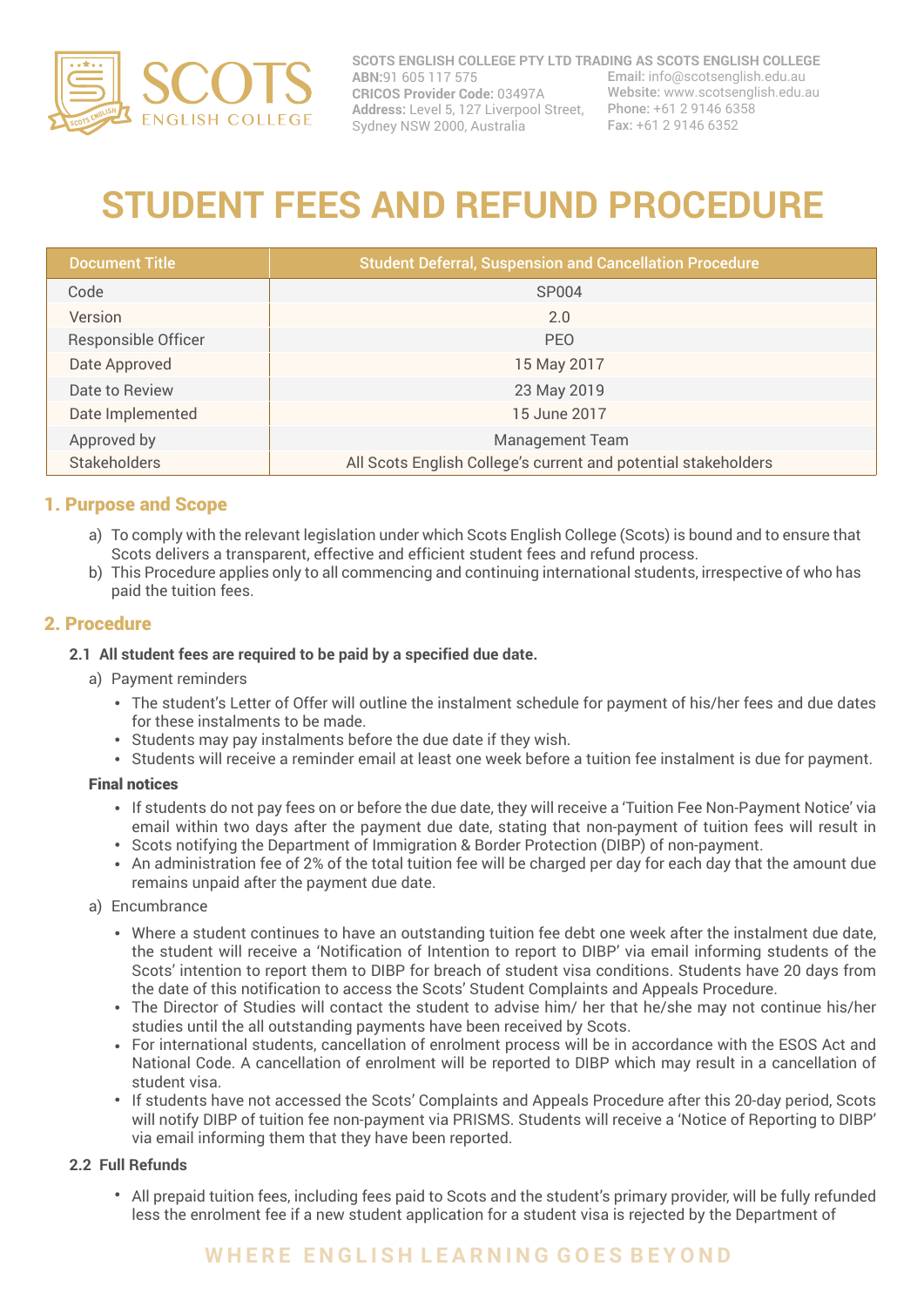SCOTS ENGLISH COLLEGE

**SCOTS ENGLISH COLLEGE PTY LTD TRADING AS SCOTS ENGLISH COLLEGE**
**ABN:** 91 605 117 575
**CRICOS Provider Code:** 03497A
**Address:** Level 5, 127 Liverpool Street, Sydney NSW 2000, Australia
**Email:** info@scotsenglish.edu.au
**Website:** www.scotsenglish.edu.au
**Phone:** +61 2 9146 6358
**Fax:** +61 2 9146 6352

# STUDENT FEES AND REFUND PROCEDURE

| Document Title | Student Deferral, Suspension and Cancellation Procedure |
|---|---|
| Code | SP004 |
| Version | 2.0 |
| Responsible Officer | PEO |
| Date Approved | 15 May 2017 |
| Date to Review | 23 May 2019 |
| Date Implemented | 15 June 2017 |
| Approved by | Management Team |
| Stakeholders | All Scots English College's current and potential stakeholders |

## 1. Purpose and Scope

a) To comply with the relevant legislation under which Scots English College (Scots) is bound and to ensure that Scots delivers a transparent, effective and efficient student fees and refund process.
b) This Procedure applies only to all commencing and continuing international students, irrespective of who has paid the tuition fees.

## 2. Procedure

### 2.1 All student fees are required to be paid by a specified due date.

a) Payment reminders

- The student's Letter of Offer will outline the instalment schedule for payment of his/her fees and due dates for these instalments to be made.
- Students may pay instalments before the due date if they wish.
- Students will receive a reminder email at least one week before a tuition fee instalment is due for payment.

**Final notices**

- If students do not pay fees on or before the due date, they will receive a 'Tuition Fee Non-Payment Notice' via email within two days after the payment due date, stating that non-payment of tuition fees will result in
- Scots notifying the Department of Immigration & Border Protection (DIBP) of non-payment.
- An administration fee of 2% of the total tuition fee will be charged per day for each day that the amount due remains unpaid after the payment due date.

a) Encumbrance

- Where a student continues to have an outstanding tuition fee debt one week after the instalment due date, the student will receive a 'Notification of Intention to report to DIBP' via email informing students of the Scots' intention to report them to DIBP for breach of student visa conditions. Students have 20 days from the date of this notification to access the Scots' Student Complaints and Appeals Procedure.
- The Director of Studies will contact the student to advise him/ her that he/she may not continue his/her studies until the all outstanding payments have been received by Scots.
- For international students, cancellation of enrolment process will be in accordance with the ESOS Act and National Code. A cancellation of enrolment will be reported to DIBP which may result in a cancellation of student visa.
- If students have not accessed the Scots' Complaints and Appeals Procedure after this 20-day period, Scots will notify DIBP of tuition fee non-payment via PRISMS. Students will receive a 'Notice of Reporting to DIBP' via email informing them that they have been reported.

### 2.2 Full Refunds

- All prepaid tuition fees, including fees paid to Scots and the student's primary provider, will be fully refunded less the enrolment fee if a new student application for a student visa is rejected by the Department of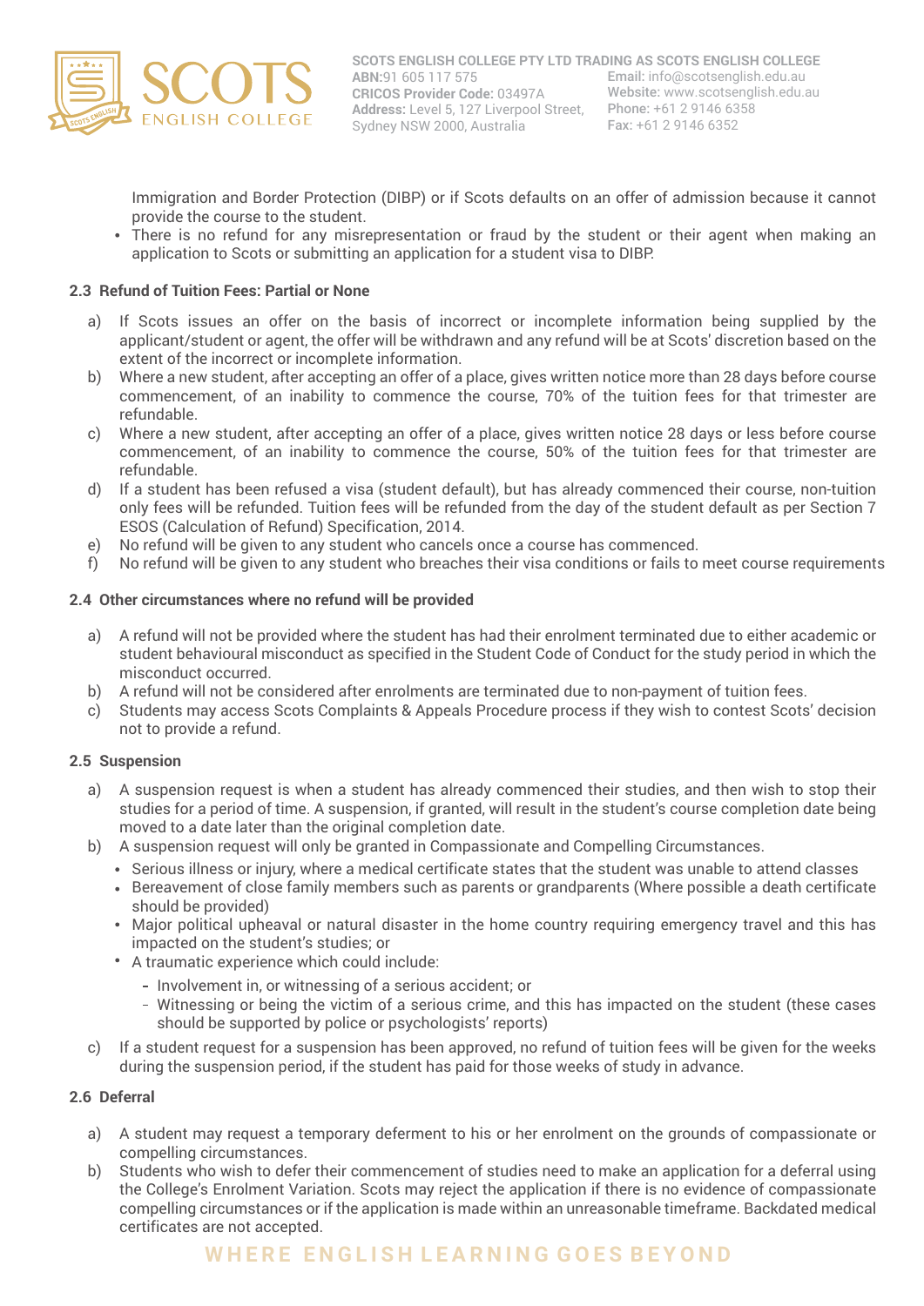Immigration and Border Protection (DIBP) or if Scots defaults on an offer of admission because it cannot provide the course to the student.

- There is no refund for any misrepresentation or fraud by the student or their agent when making an application to Scots or submitting an application for a student visa to DIBP.

### 2.3 Refund of Tuition Fees: Partial or None

a) If Scots issues an offer on the basis of incorrect or incomplete information being supplied by the applicant/student or agent, the offer will be withdrawn and any refund will be at Scots' discretion based on the extent of the incorrect or incomplete information.

b) Where a new student, after accepting an offer of a place, gives written notice more than 28 days before course commencement, of an inability to commence the course, 70% of the tuition fees for that trimester are refundable.

c) Where a new student, after accepting an offer of a place, gives written notice 28 days or less before course commencement, of an inability to commence the course, 50% of the tuition fees for that trimester are refundable.

d) If a student has been refused a visa (student default), but has already commenced their course, non-tuition only fees will be refunded. Tuition fees will be refunded from the day of the student default as per Section 7 ESOS (Calculation of Refund) Specification, 2014.

e) No refund will be given to any student who cancels once a course has commenced.

f) No refund will be given to any student who breaches their visa conditions or fails to meet course requirements

### 2.4 Other circumstances where no refund will be provided

a) A refund will not be provided where the student has had their enrolment terminated due to either academic or student behavioural misconduct as specified in the Student Code of Conduct for the study period in which the misconduct occurred.

b) A refund will not be considered after enrolments are terminated due to non-payment of tuition fees.

c) Students may access Scots Complaints & Appeals Procedure process if they wish to contest Scots' decision not to provide a refund.

### 2.5 Suspension

a) A suspension request is when a student has already commenced their studies, and then wish to stop their studies for a period of time. A suspension, if granted, will result in the student's course completion date being moved to a date later than the original completion date.

b) A suspension request will only be granted in Compassionate and Compelling Circumstances.

- Serious illness or injury, where a medical certificate states that the student was unable to attend classes
- Bereavement of close family members such as parents or grandparents (Where possible a death certificate should be provided)
- Major political upheaval or natural disaster in the home country requiring emergency travel and this has impacted on the student's studies; or
- A traumatic experience which could include:
  - Involvement in, or witnessing of a serious accident; or
  - Witnessing or being the victim of a serious crime, and this has impacted on the student (these cases should be supported by police or psychologists' reports)

c) If a student request for a suspension has been approved, no refund of tuition fees will be given for the weeks during the suspension period, if the student has paid for those weeks of study in advance.

### 2.6 Deferral

a) A student may request a temporary deferment to his or her enrolment on the grounds of compassionate or compelling circumstances.

b) Students who wish to defer their commencement of studies need to make an application for a deferral using the College's Enrolment Variation. Scots may reject the application if there is no evidence of compassionate compelling circumstances or if the application is made within an unreasonable timeframe. Backdated medical certificates are not accepted.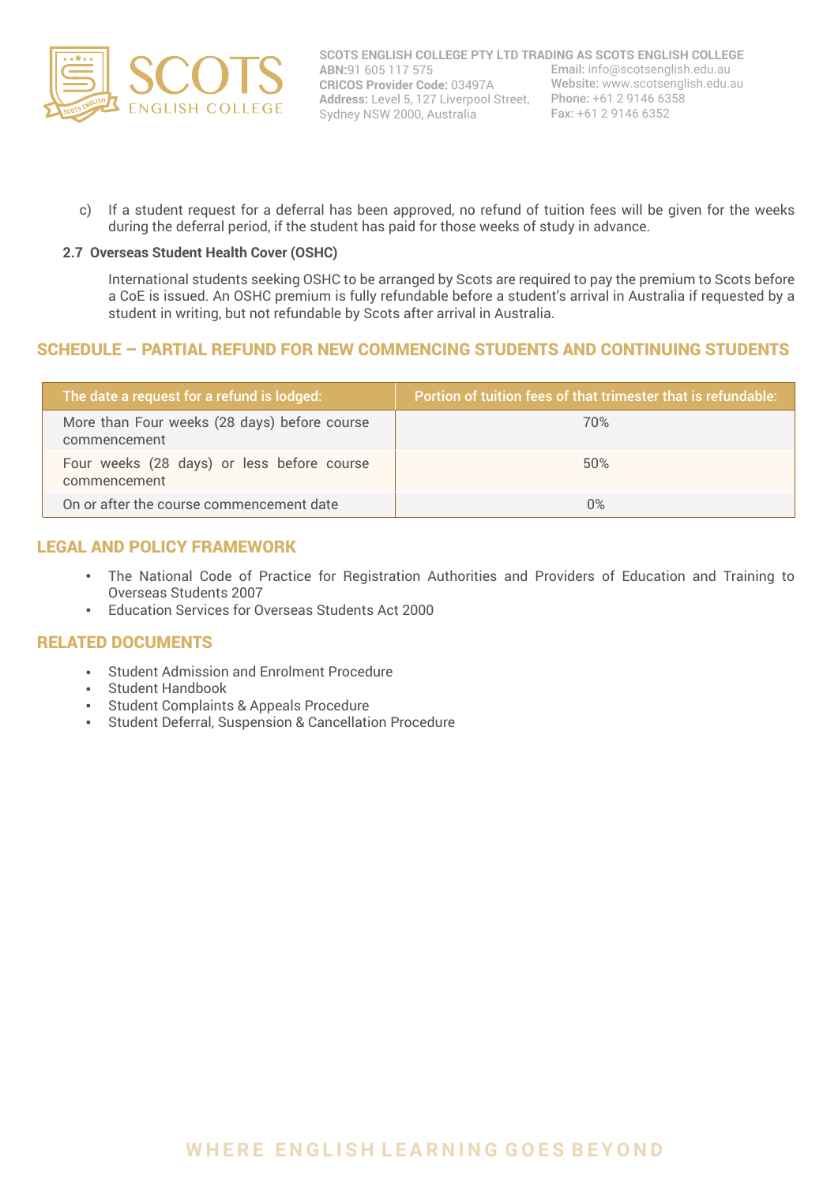c) If a student request for a deferral has been approved, no refund of tuition fees will be given for the weeks during the deferral period, if the student has paid for those weeks of study in advance.

**2.7 Overseas Student Health Cover (OSHC)**

International students seeking OSHC to be arranged by Scots are required to pay the premium to Scots before a CoE is issued. An OSHC premium is fully refundable before a student's arrival in Australia if requested by a student in writing, but not refundable by Scots after arrival in Australia.

## SCHEDULE – PARTIAL REFUND FOR NEW COMMENCING STUDENTS AND CONTINUING STUDENTS

| The date a request for a refund is lodged: | Portion of tuition fees of that trimester that is refundable: |
|---|---|
| More than Four weeks (28 days) before course commencement | 70% |
| Four weeks (28 days) or less before course commencement | 50% |
| On or after the course commencement date | 0% |

## LEGAL AND POLICY FRAMEWORK

- The National Code of Practice for Registration Authorities and Providers of Education and Training to Overseas Students 2007
- Education Services for Overseas Students Act 2000

## RELATED DOCUMENTS

- Student Admission and Enrolment Procedure
- Student Handbook
- Student Complaints & Appeals Procedure
- Student Deferral, Suspension & Cancellation Procedure